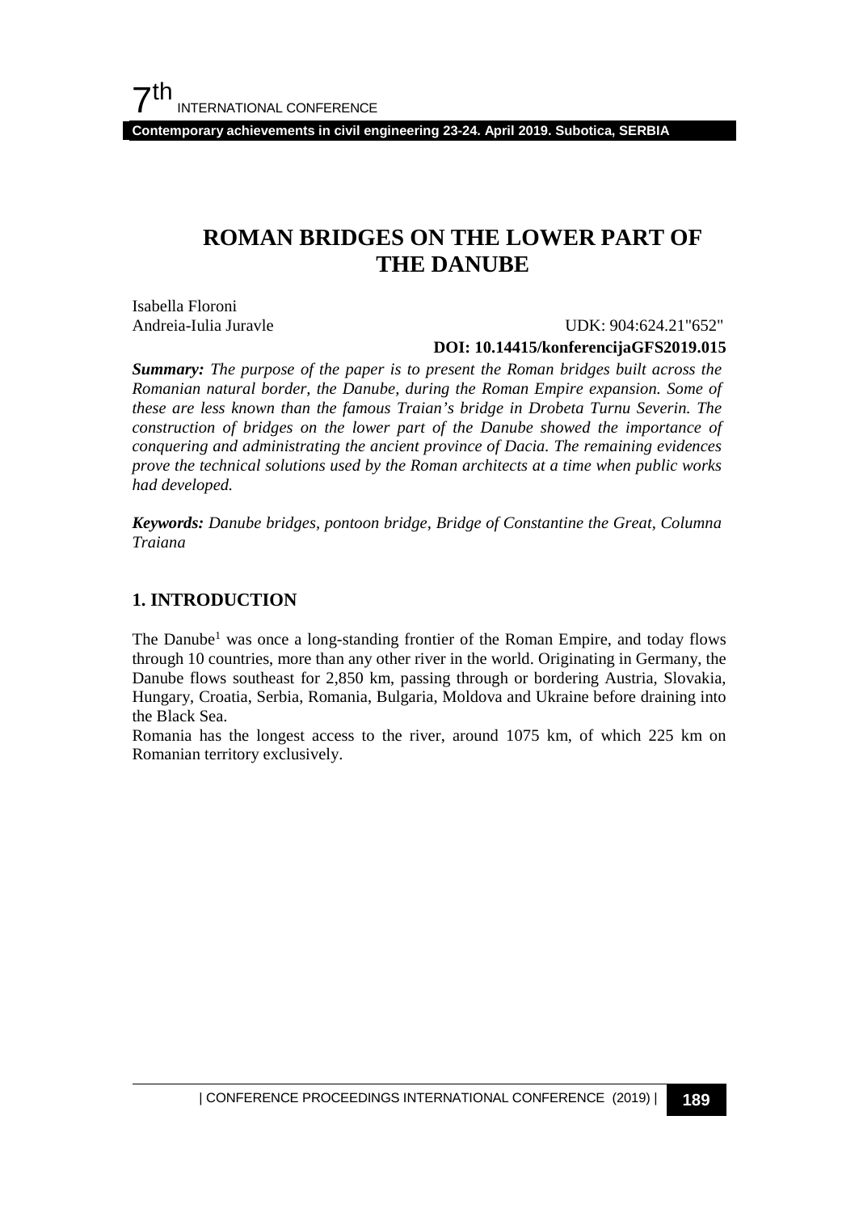# ROMAN BRIDGES ON THE LOWER PART OF THE DANUBE

Isabella Floroni
Andreia-Iulia Juravle

UDK: 904:624.21"652"
**DOI: 10.14415/konferencijaGFS2019.015**

***Summary:*** *The purpose of the paper is to present the Roman bridges built across the Romanian natural border, the Danube, during the Roman Empire expansion. Some of these are less known than the famous Traian's bridge in Drobeta Turnu Severin. The construction of bridges on the lower part of the Danube showed the importance of conquering and administrating the ancient province of Dacia. The remaining evidences prove the technical solutions used by the Roman architects at a time when public works had developed.*

***Keywords:*** *Danube bridges, pontoon bridge, Bridge of Constantine the Great, Columna Traiana*

## 1. INTRODUCTION

The Danube[1] was once a long-standing frontier of the Roman Empire, and today flows through 10 countries, more than any other river in the world. Originating in Germany, the Danube flows southeast for 2,850 km, passing through or bordering Austria, Slovakia, Hungary, Croatia, Serbia, Romania, Bulgaria, Moldova and Ukraine before draining into the Black Sea.

Romania has the longest access to the river, around 1075 km, of which 225 km on Romanian territory exclusively.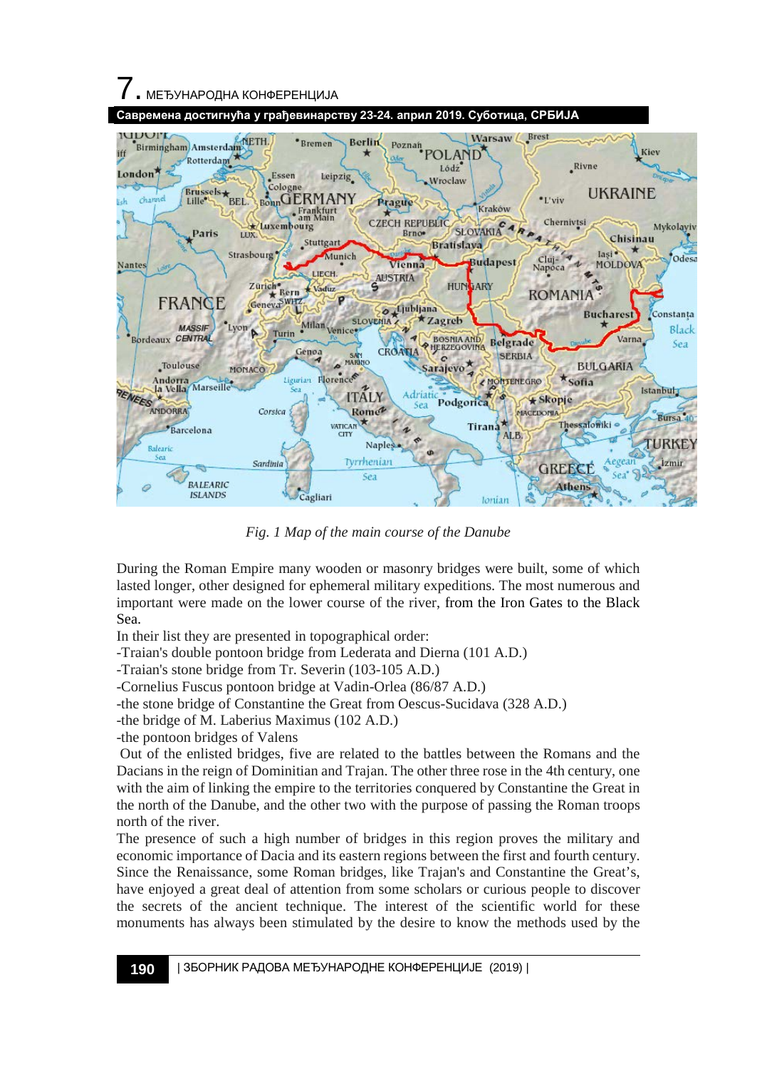*Fig. 1 Map of the main course of the Danube*

During the Roman Empire many wooden or masonry bridges were built, some of which lasted longer, other designed for ephemeral military expeditions. The most numerous and important were made on the lower course of the river, from the Iron Gates to the Black Sea.

In their list they are presented in topographical order:

-Traian's double pontoon bridge from Lederata and Dierna (101 A.D.)

-Traian's stone bridge from Tr. Severin (103-105 A.D.)

-Cornelius Fuscus pontoon bridge at Vadin-Orlea (86/87 A.D.)

-the stone bridge of Constantine the Great from Oescus-Sucidava (328 A.D.)

-the bridge of M. Laberius Maximus (102 A.D.)

-the pontoon bridges of Valens

Out of the enlisted bridges, five are related to the battles between the Romans and the Dacians in the reign of Dominitian and Trajan. The other three rose in the 4th century, one with the aim of linking the empire to the territories conquered by Constantine the Great in the north of the Danube, and the other two with the purpose of passing the Roman troops north of the river.

The presence of such a high number of bridges in this region proves the military and economic importance of Dacia and its eastern regions between the first and fourth century. Since the Renaissance, some Roman bridges, like Trajan's and Constantine the Great's, have enjoyed a great deal of attention from some scholars or curious people to discover the secrets of the ancient technique. The interest of the scientific world for these monuments has always been stimulated by the desire to know the methods used by the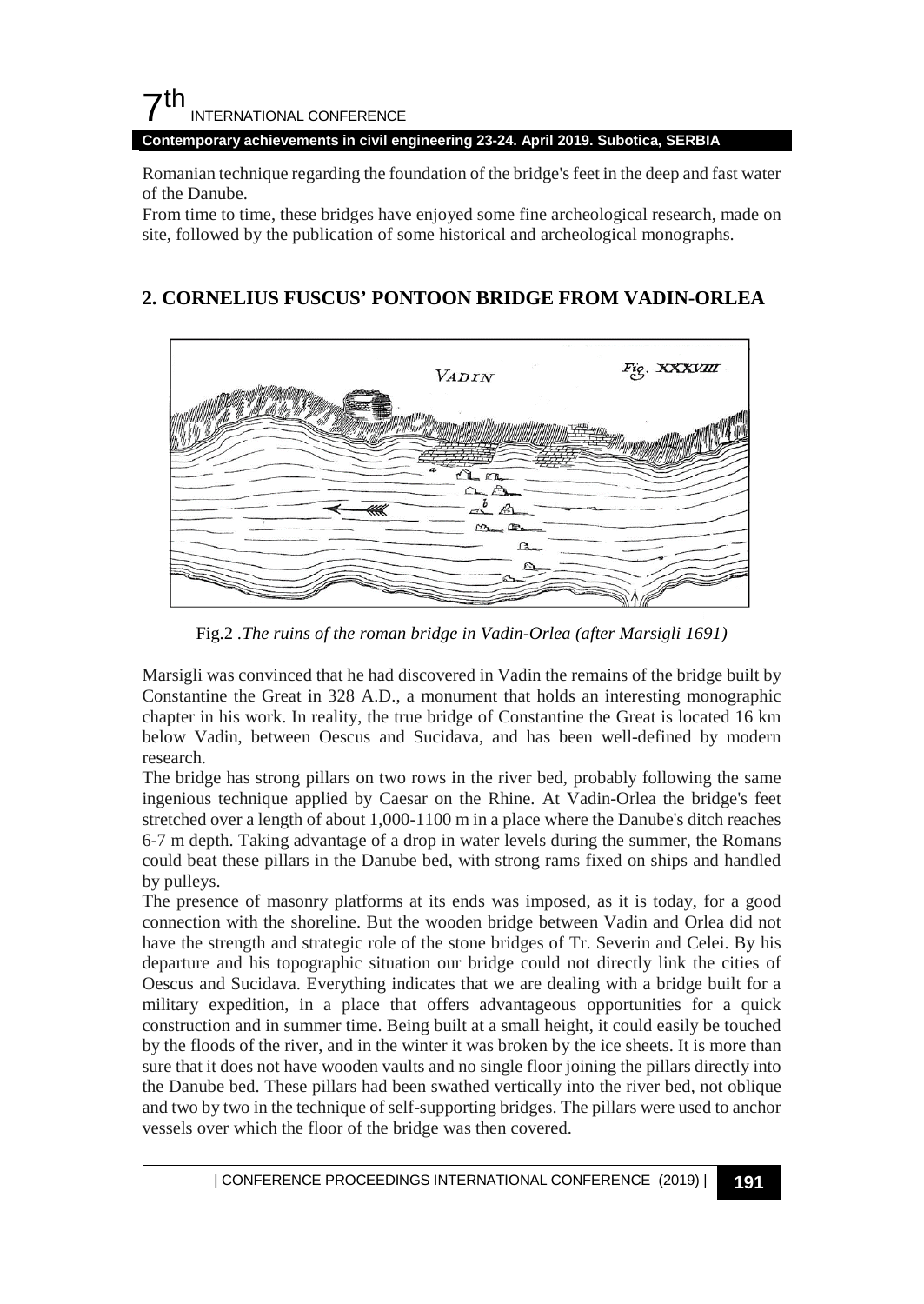Romanian technique regarding the foundation of the bridge's feet in the deep and fast water of the Danube.

From time to time, these bridges have enjoyed some fine archeological research, made on site, followed by the publication of some historical and archeological monographs.

## 2. CORNELIUS FUSCUS' PONTOON BRIDGE FROM VADIN-ORLEA

Fig.2 .*The ruins of the roman bridge in Vadin-Orlea (after Marsigli 1691)*

Marsigli was convinced that he had discovered in Vadin the remains of the bridge built by Constantine the Great in 328 A.D., a monument that holds an interesting monographic chapter in his work. In reality, the true bridge of Constantine the Great is located 16 km below Vadin, between Oescus and Sucidava, and has been well-defined by modern research.

The bridge has strong pillars on two rows in the river bed, probably following the same ingenious technique applied by Caesar on the Rhine. At Vadin-Orlea the bridge's feet stretched over a length of about 1,000-1100 m in a place where the Danube's ditch reaches 6-7 m depth. Taking advantage of a drop in water levels during the summer, the Romans could beat these pillars in the Danube bed, with strong rams fixed on ships and handled by pulleys.

The presence of masonry platforms at its ends was imposed, as it is today, for a good connection with the shoreline. But the wooden bridge between Vadin and Orlea did not have the strength and strategic role of the stone bridges of Tr. Severin and Celei. By his departure and his topographic situation our bridge could not directly link the cities of Oescus and Sucidava. Everything indicates that we are dealing with a bridge built for a military expedition, in a place that offers advantageous opportunities for a quick construction and in summer time. Being built at a small height, it could easily be touched by the floods of the river, and in the winter it was broken by the ice sheets. It is more than sure that it does not have wooden vaults and no single floor joining the pillars directly into the Danube bed. These pillars had been swathed vertically into the river bed, not oblique and two by two in the technique of self-supporting bridges. The pillars were used to anchor vessels over which the floor of the bridge was then covered.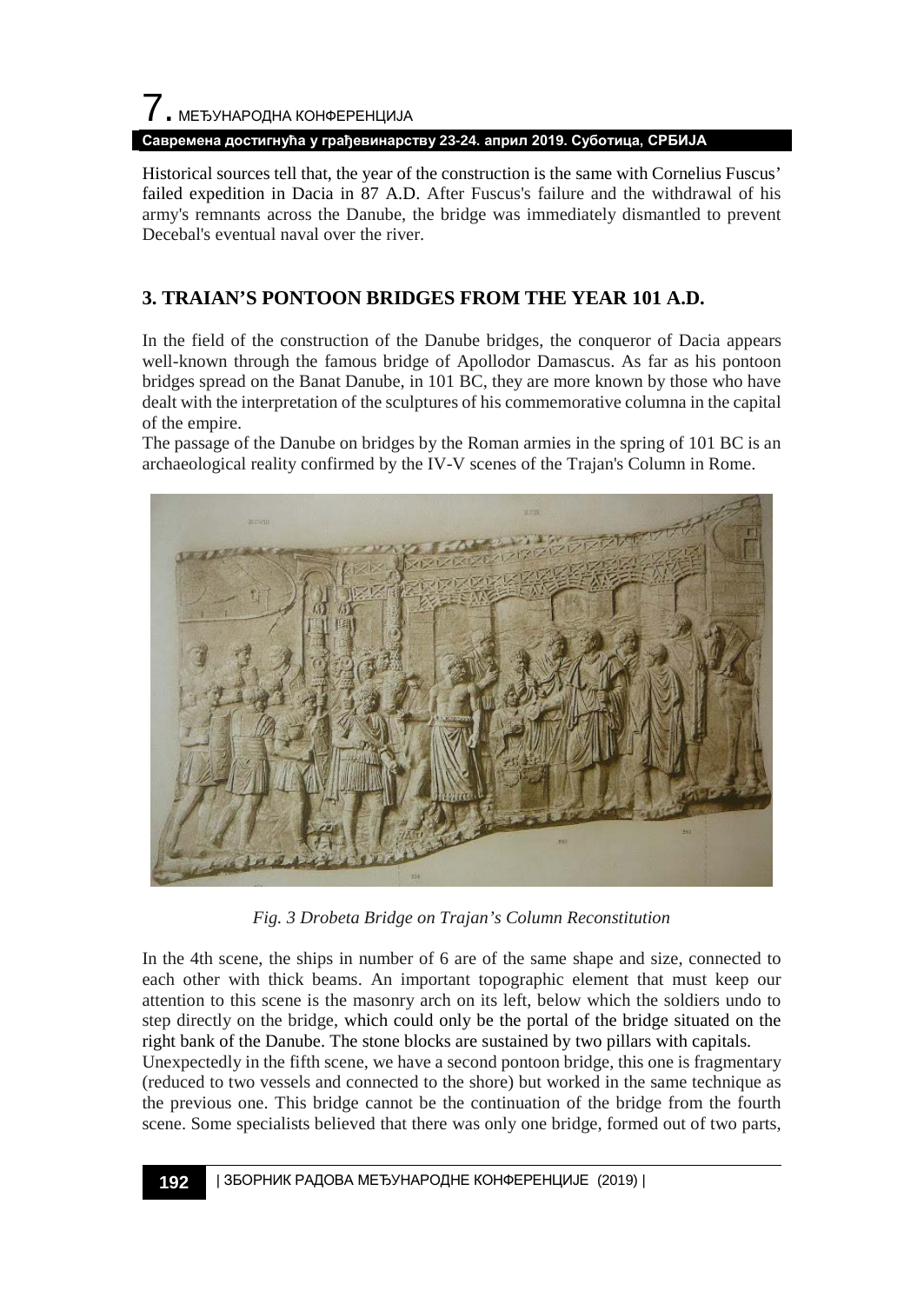Historical sources tell that, the year of the construction is the same with Cornelius Fuscus' failed expedition in Dacia in 87 A.D. After Fuscus's failure and the withdrawal of his army's remnants across the Danube, the bridge was immediately dismantled to prevent Decebal's eventual naval over the river.

## 3. TRAIAN'S PONTOON BRIDGES FROM THE YEAR 101 A.D.

In the field of the construction of the Danube bridges, the conqueror of Dacia appears well-known through the famous bridge of Apollodor Damascus. As far as his pontoon bridges spread on the Banat Danube, in 101 BC, they are more known by those who have dealt with the interpretation of the sculptures of his commemorative columna in the capital of the empire.

The passage of the Danube on bridges by the Roman armies in the spring of 101 BC is an archaeological reality confirmed by the IV-V scenes of the Trajan's Column in Rome.

*Fig. 3 Drobeta Bridge on Trajan's Column Reconstitution*

In the 4th scene, the ships in number of 6 are of the same shape and size, connected to each other with thick beams. An important topographic element that must keep our attention to this scene is the masonry arch on its left, below which the soldiers undo to step directly on the bridge, which could only be the portal of the bridge situated on the right bank of the Danube. The stone blocks are sustained by two pillars with capitals.

Unexpectedly in the fifth scene, we have a second pontoon bridge, this one is fragmentary (reduced to two vessels and connected to the shore) but worked in the same technique as the previous one. This bridge cannot be the continuation of the bridge from the fourth scene. Some specialists believed that there was only one bridge, formed out of two parts,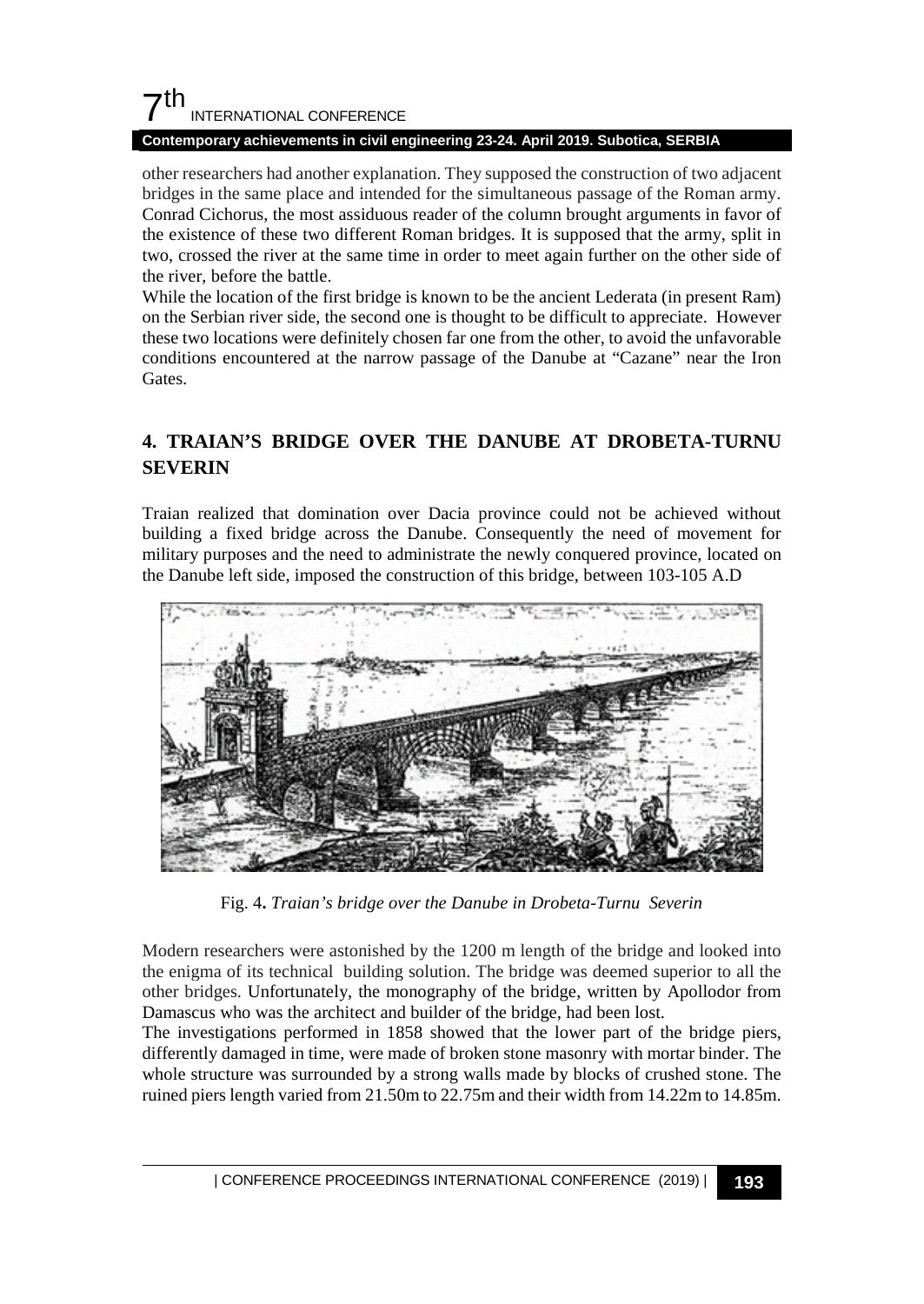other researchers had another explanation. They supposed the construction of two adjacent bridges in the same place and intended for the simultaneous passage of the Roman army. Conrad Cichorus, the most assiduous reader of the column brought arguments in favor of the existence of these two different Roman bridges. It is supposed that the army, split in two, crossed the river at the same time in order to meet again further on the other side of the river, before the battle.

While the location of the first bridge is known to be the ancient Lederata (in present Ram) on the Serbian river side, the second one is thought to be difficult to appreciate. However these two locations were definitely chosen far one from the other, to avoid the unfavorable conditions encountered at the narrow passage of the Danube at "Cazane" near the Iron Gates.

## 4. TRAIAN'S BRIDGE OVER THE DANUBE AT DROBETA-TURNU SEVERIN

Traian realized that domination over Dacia province could not be achieved without building a fixed bridge across the Danube. Consequently the need of movement for military purposes and the need to administrate the newly conquered province, located on the Danube left side, imposed the construction of this bridge, between 103-105 A.D

Fig. 4. *Traian's bridge over the Danube in Drobeta-Turnu Severin*

Modern researchers were astonished by the 1200 m length of the bridge and looked into the enigma of its technical building solution. The bridge was deemed superior to all the other bridges. Unfortunately, the monography of the bridge, written by Apollodor from Damascus who was the architect and builder of the bridge, had been lost.

The investigations performed in 1858 showed that the lower part of the bridge piers, differently damaged in time, were made of broken stone masonry with mortar binder. The whole structure was surrounded by a strong walls made by blocks of crushed stone. The ruined piers length varied from 21.50m to 22.75m and their width from 14.22m to 14.85m.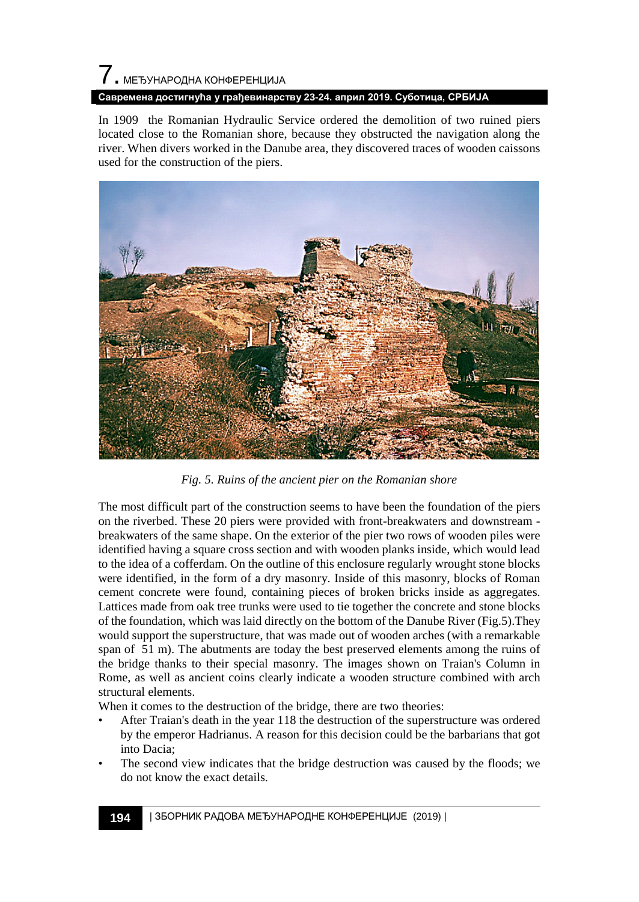In 1909 the Romanian Hydraulic Service ordered the demolition of two ruined piers located close to the Romanian shore, because they obstructed the navigation along the river. When divers worked in the Danube area, they discovered traces of wooden caissons used for the construction of the piers.

*Fig. 5. Ruins of the ancient pier on the Romanian shore*

The most difficult part of the construction seems to have been the foundation of the piers on the riverbed. These 20 piers were provided with front-breakwaters and downstream - breakwaters of the same shape. On the exterior of the pier two rows of wooden piles were identified having a square cross section and with wooden planks inside, which would lead to the idea of a cofferdam. On the outline of this enclosure regularly wrought stone blocks were identified, in the form of a dry masonry. Inside of this masonry, blocks of Roman cement concrete were found, containing pieces of broken bricks inside as aggregates. Lattices made from oak tree trunks were used to tie together the concrete and stone blocks of the foundation, which was laid directly on the bottom of the Danube River (Fig.5).They would support the superstructure, that was made out of wooden arches (with a remarkable span of 51 m). The abutments are today the best preserved elements among the ruins of the bridge thanks to their special masonry. The images shown on Traian's Column in Rome, as well as ancient coins clearly indicate a wooden structure combined with arch structural elements.

When it comes to the destruction of the bridge, there are two theories:

- After Traian's death in the year 118 the destruction of the superstructure was ordered by the emperor Hadrianus. A reason for this decision could be the barbarians that got into Dacia;
- The second view indicates that the bridge destruction was caused by the floods; we do not know the exact details.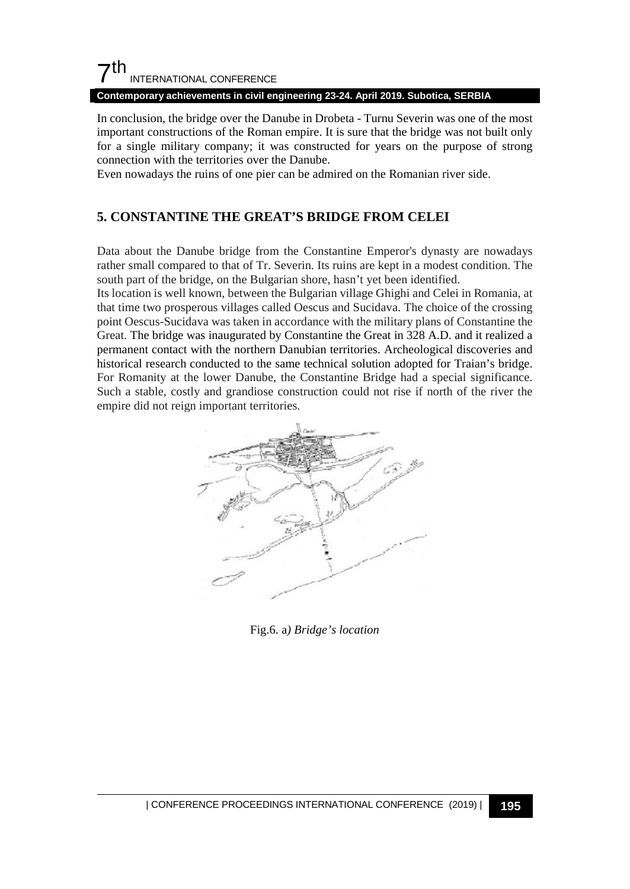In conclusion, the bridge over the Danube in Drobeta - Turnu Severin was one of the most important constructions of the Roman empire. It is sure that the bridge was not built only for a single military company; it was constructed for years on the purpose of strong connection with the territories over the Danube.

Even nowadays the ruins of one pier can be admired on the Romanian river side.

## 5. CONSTANTINE THE GREAT'S BRIDGE FROM CELEI

Data about the Danube bridge from the Constantine Emperor's dynasty are nowadays rather small compared to that of Tr. Severin. Its ruins are kept in a modest condition. The south part of the bridge, on the Bulgarian shore, hasn't yet been identified.

Its location is well known, between the Bulgarian village Ghighi and Celei in Romania, at that time two prosperous villages called Oescus and Sucidava. The choice of the crossing point Oescus-Sucidava was taken in accordance with the military plans of Constantine the Great. The bridge was inaugurated by Constantine the Great in 328 A.D. and it realized a permanent contact with the northern Danubian territories. Archeological discoveries and historical research conducted to the same technical solution adopted for Traian's bridge. For Romanity at the lower Danube, the Constantine Bridge had a special significance. Such a stable, costly and grandiose construction could not rise if north of the river the empire did not reign important territories.

Fig.6. a*) Bridge's location*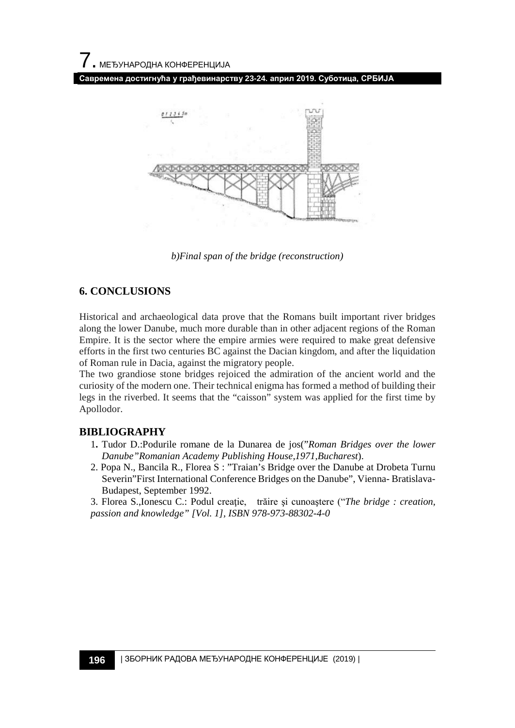*b)Final span of the bridge (reconstruction)*

## 6. CONCLUSIONS

Historical and archaeological data prove that the Romans built important river bridges along the lower Danube, much more durable than in other adjacent regions of the Roman Empire. It is the sector where the empire armies were required to make great defensive efforts in the first two centuries BC against the Dacian kingdom, and after the liquidation of Roman rule in Dacia, against the migratory people.

The two grandiose stone bridges rejoiced the admiration of the ancient world and the curiosity of the modern one. Their technical enigma has formed a method of building their legs in the riverbed. It seems that the "caisson" system was applied for the first time by Apollodor.

## BIBLIOGRAPHY

1. Tudor D.:Podurile romane de la Dunarea de jos(”*Roman Bridges over the lower Danube”Romanian Academy Publishing House,1971,Bucharest*).
2. Popa N., Bancila R., Florea S : ”Traian's Bridge over the Danube at Drobeta Turnu Severin”First International Conference Bridges on the Danube”, Vienna- Bratislava-Budapest, September 1992.
3. Florea S.,Ionescu C.: Podul creaţie, trăire şi cunoaştere (“*The bridge : creation, passion and knowledge” [Vol. 1], ISBN 978-973-88302-4-0*